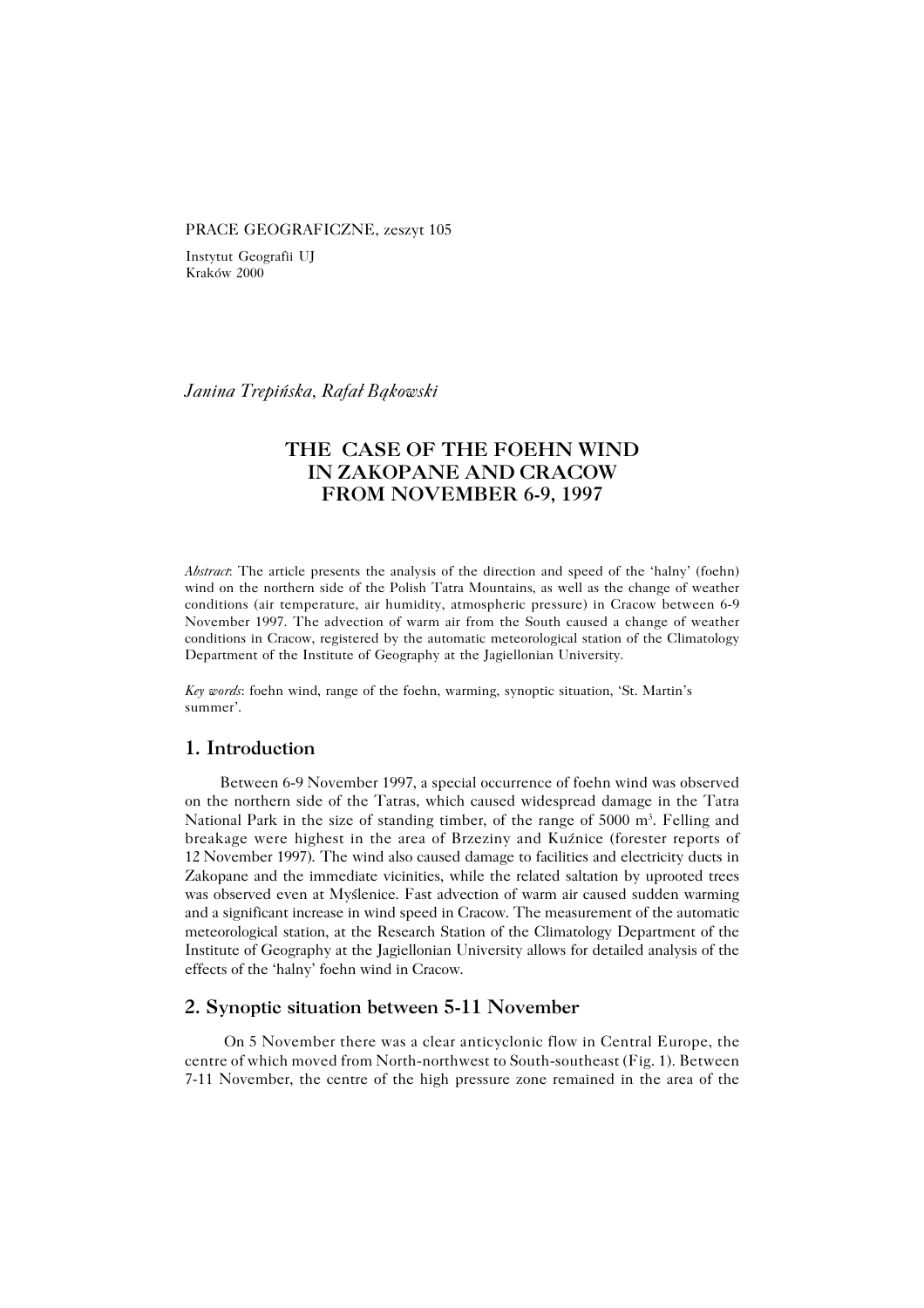PRACE GEOGRAFICZNE, zeszyt 105

Instytut Geografii UJ
Kraków 2000

*Janina Trepińska, Rafał Bąkowski*

# THE CASE OF THE FOEHN WIND IN ZAKOPANE AND CRACOW FROM NOVEMBER 6-9, 1997

*Abstract*: The article presents the analysis of the direction and speed of the 'halny' (foehn) wind on the northern side of the Polish Tatra Mountains, as well as the change of weather conditions (air temperature, air humidity, atmospheric pressure) in Cracow between 6-9 November 1997. The advection of warm air from the South caused a change of weather conditions in Cracow, registered by the automatic meteorological station of the Climatology Department of the Institute of Geography at the Jagiellonian University.

*Key words*: foehn wind, range of the foehn, warming, synoptic situation, 'St. Martin's summer'.

## 1. Introduction

Between 6-9 November 1997, a special occurrence of foehn wind was observed on the northern side of the Tatras, which caused widespread damage in the Tatra National Park in the size of standing timber, of the range of 5000 m$^3$. Felling and breakage were highest in the area of Brzeziny and Kuźnice (forester reports of 12 November 1997). The wind also caused damage to facilities and electricity ducts in Zakopane and the immediate vicinities, while the related saltation by uprooted trees was observed even at Myślenice. Fast advection of warm air caused sudden warming and a significant increase in wind speed in Cracow. The measurement of the automatic meteorological station, at the Research Station of the Climatology Department of the Institute of Geography at the Jagiellonian University allows for detailed analysis of the effects of the 'halny' foehn wind in Cracow.

## 2. Synoptic situation between 5-11 November

On 5 November there was a clear anticyclonic flow in Central Europe, the centre of which moved from North-northwest to South-southeast (Fig. 1). Between 7-11 November, the centre of the high pressure zone remained in the area of the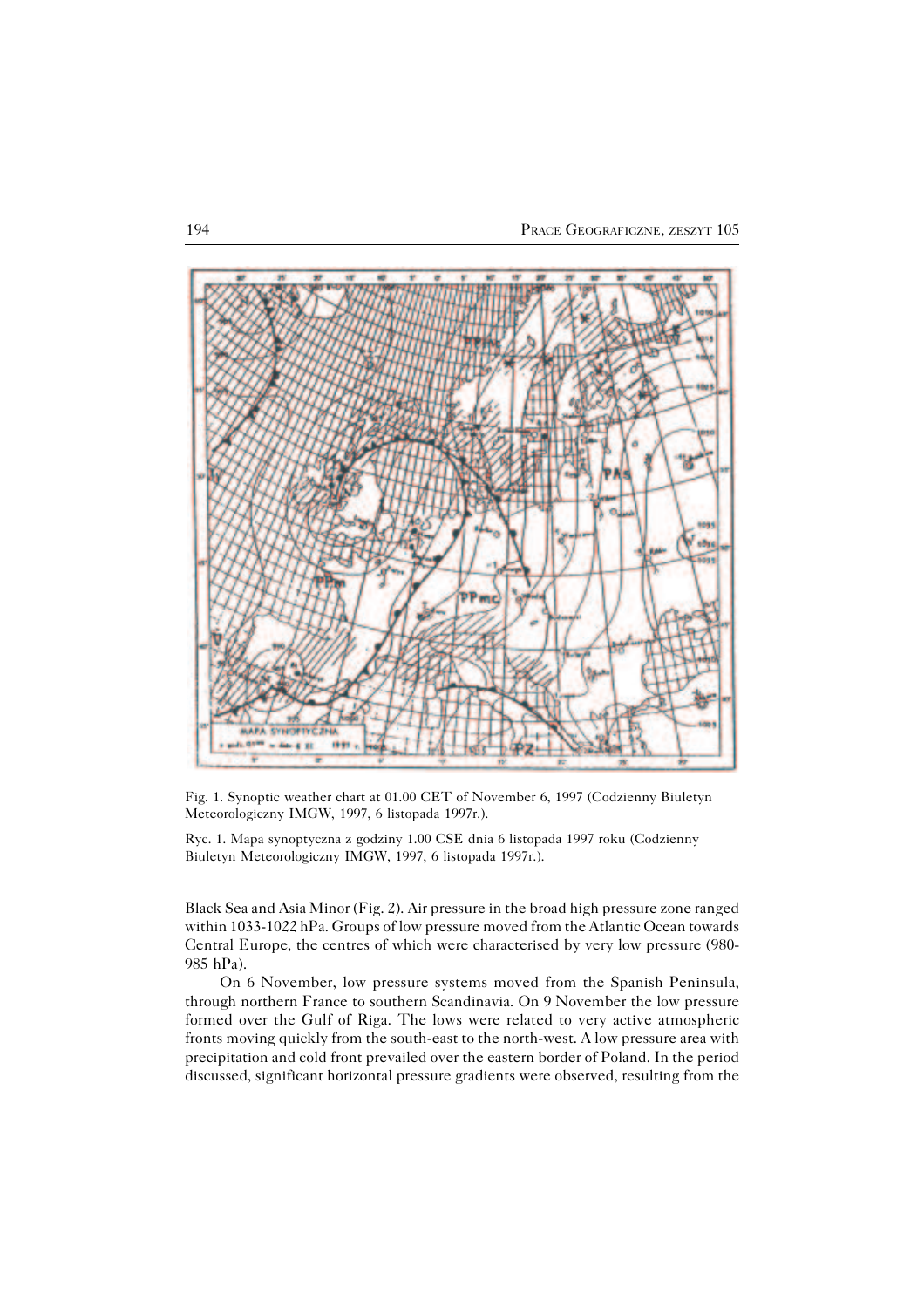Fig. 1. Synoptic weather chart at 01.00 CET of November 6, 1997 (Codzienny Biuletyn Meteorologiczny IMGW, 1997, 6 listopada 1997r.).

Ryc. 1. Mapa synoptyczna z godziny 1.00 CSE dnia 6 listopada 1997 roku (Codzienny Biuletyn Meteorologiczny IMGW, 1997, 6 listopada 1997r.).

Black Sea and Asia Minor (Fig. 2). Air pressure in the broad high pressure zone ranged within 1033-1022 hPa. Groups of low pressure moved from the Atlantic Ocean towards Central Europe, the centres of which were characterised by very low pressure (980-985 hPa).

On 6 November, low pressure systems moved from the Spanish Peninsula, through northern France to southern Scandinavia. On 9 November the low pressure formed over the Gulf of Riga. The lows were related to very active atmospheric fronts moving quickly from the south-east to the north-west. A low pressure area with precipitation and cold front prevailed over the eastern border of Poland. In the period discussed, significant horizontal pressure gradients were observed, resulting from the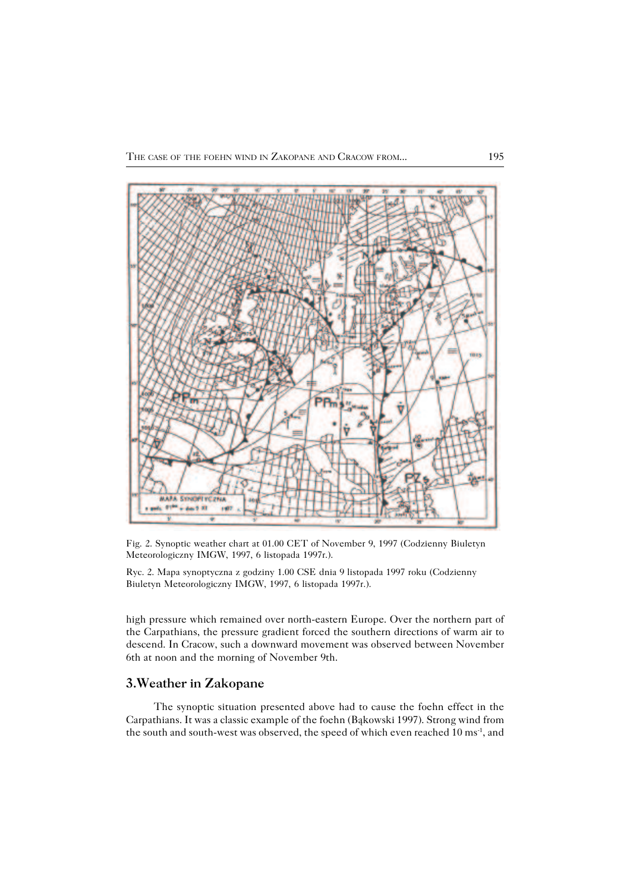Fig. 2. Synoptic weather chart at 01.00 CET of November 9, 1997 (Codzienny Biuletyn Meteorologiczny IMGW, 1997, 6 listopada 1997r.).

Ryc. 2. Mapa synoptyczna z godziny 1.00 CSE dnia 9 listopada 1997 roku (Codzienny Biuletyn Meteorologiczny IMGW, 1997, 6 listopada 1997r.).

high pressure which remained over north-eastern Europe. Over the northern part of the Carpathians, the pressure gradient forced the southern directions of warm air to descend. In Cracow, such a downward movement was observed between November 6th at noon and the morning of November 9th.

## 3.Weather in Zakopane

The synoptic situation presented above had to cause the foehn effect in the Carpathians. It was a classic example of the foehn (Bąkowski 1997). Strong wind from the south and south-west was observed, the speed of which even reached 10 $ms^{-1}$, and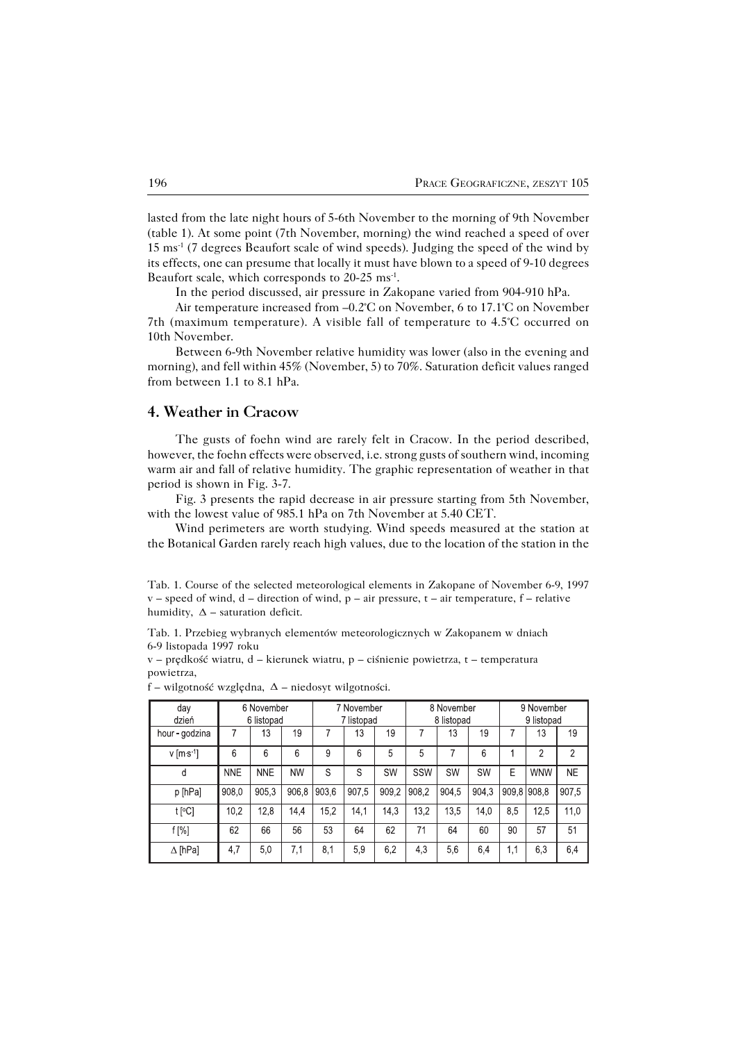lasted from the late night hours of 5-6th November to the morning of 9th November (table 1). At some point (7th November, morning) the wind reached a speed of over 15 $ms^{-1}$ (7 degrees Beaufort scale of wind speeds). Judging the speed of the wind by its effects, one can presume that locally it must have blown to a speed of 9-10 degrees Beaufort scale, which corresponds to 20-25 $ms^{-1}$.

In the period discussed, air pressure in Zakopane varied from 904-910 hPa.

Air temperature increased from –0.2°C on November, 6 to 17.1°C on November 7th (maximum temperature). A visible fall of temperature to 4.5°C occurred on 10th November.

Between 6-9th November relative humidity was lower (also in the evening and morning), and fell within 45% (November, 5) to 70%. Saturation deficit values ranged from between 1.1 to 8.1 hPa.

## 4. Weather in Cracow

The gusts of foehn wind are rarely felt in Cracow. In the period described, however, the foehn effects were observed, i.e. strong gusts of southern wind, incoming warm air and fall of relative humidity. The graphic representation of weather in that period is shown in Fig. 3-7.

Fig. 3 presents the rapid decrease in air pressure starting from 5th November, with the lowest value of 985.1 hPa on 7th November at 5.40 CET.

Wind perimeters are worth studying. Wind speeds measured at the station at the Botanical Garden rarely reach high values, due to the location of the station in the

Tab. 1. Course of the selected meteorological elements in Zakopane of November 6-9, 1997
v – speed of wind, d – direction of wind, p – air pressure, t – air temperature, f – relative humidity, Δ – saturation deficit.

Tab. 1. Przebieg wybranych elementów meteorologicznych w Zakopanem w dniach 6-9 listopada 1997 roku
v – prędkość wiatru, d – kierunek wiatru, p – ciśnienie powietrza, t – temperatura powietrza,
f – wilgotność względna, Δ – niedosyt wilgotności.

| day dzień | 6 November 6 listopad | | | 7 November 7 listopad | | | 8 November 8 listopad | | | 9 November 9 listopad | | |
|---|---|---|---|---|---|---|---|---|---|---|---|---|
| hour - godzina | 7 | 13 | 19 | 7 | 13 | 19 | 7 | 13 | 19 | 7 | 13 | 19 |
| v [$m \cdot s^{-1}$] | 6 | 6 | 6 | 9 | 6 | 5 | 5 | 7 | 6 | 1 | 2 | 2 |
| d | NNE | NNE | NW | S | S | SW | SSW | SW | SW | E | WNW | NE |
| p [hPa] | 908,0 | 905,3 | 906,8 | 903,6 | 907,5 | 909,2 | 908,2 | 904,5 | 904,3 | 909,8 | 908,8 | 907,5 |
| t [°C] | 10,2 | 12,8 | 14,4 | 15,2 | 14,1 | 14,3 | 13,2 | 13,5 | 14,0 | 8,5 | 12,5 | 11,0 |
| f [%] | 62 | 66 | 56 | 53 | 64 | 62 | 71 | 64 | 60 | 90 | 57 | 51 |
| Δ [hPa] | 4,7 | 5,0 | 7,1 | 8,1 | 5,9 | 6,2 | 4,3 | 5,6 | 6,4 | 1,1 | 6,3 | 6,4 |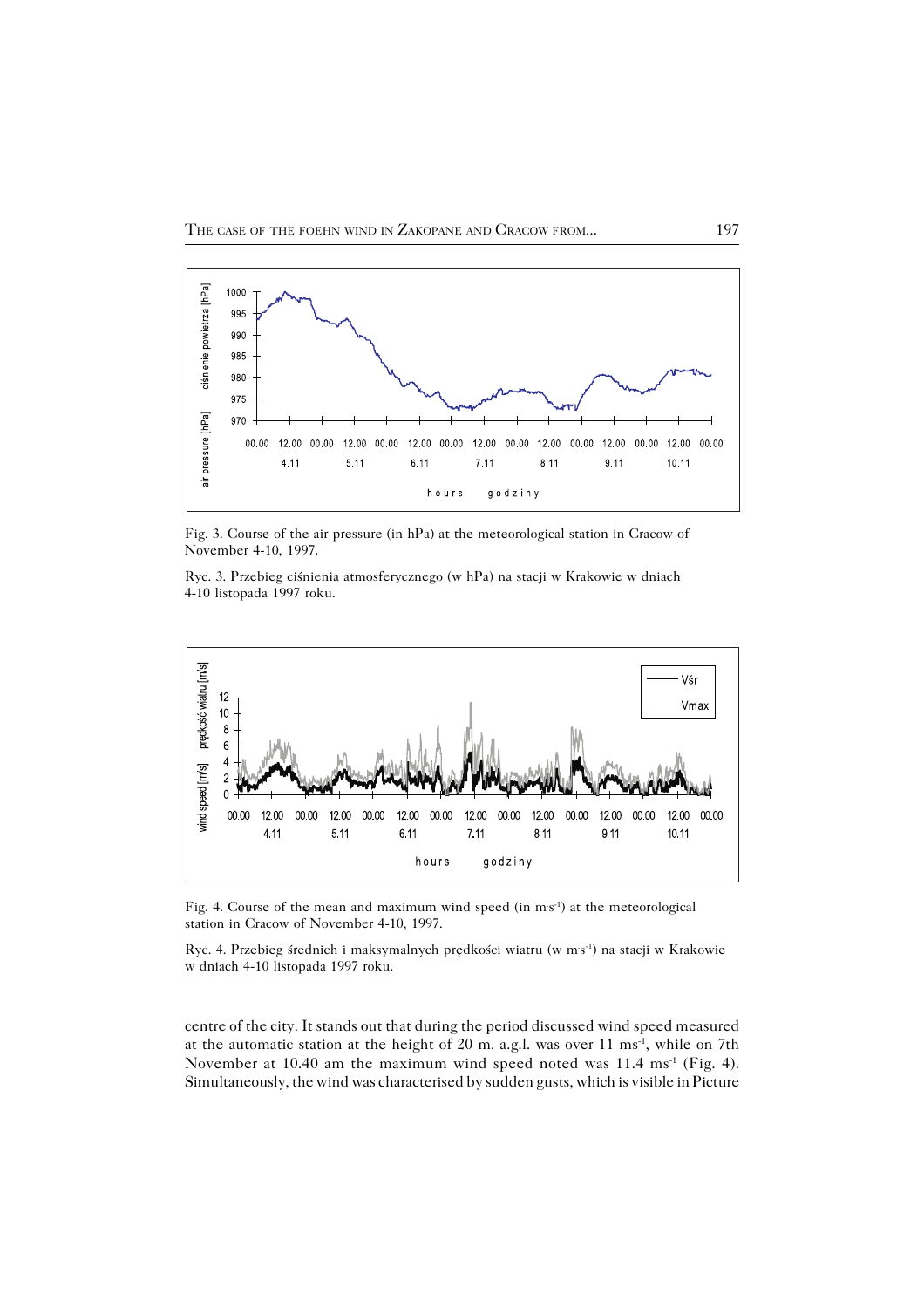Fig. 3. Course of the air pressure (in hPa) at the meteorological station in Cracow of November 4-10, 1997.

Ryc. 3. Przebieg ciśnienia atmosferycznego (w hPa) na stacji w Krakowie w dniach 4-10 listopada 1997 roku.

Fig. 4. Course of the mean and maximum wind speed (in m·s$^{-1}$) at the meteorological station in Cracow of November 4-10, 1997.

Ryc. 4. Przebieg średnich i maksymalnych prędkości wiatru (w m·s$^{-1}$) na stacji w Krakowie w dniach 4-10 listopada 1997 roku.

centre of the city. It stands out that during the period discussed wind speed measured at the automatic station at the height of 20 m. a.g.l. was over 11 ms$^{-1}$, while on 7th November at 10.40 am the maximum wind speed noted was 11.4 ms$^{-1}$ (Fig. 4). Simultaneously, the wind was characterised by sudden gusts, which is visible in Picture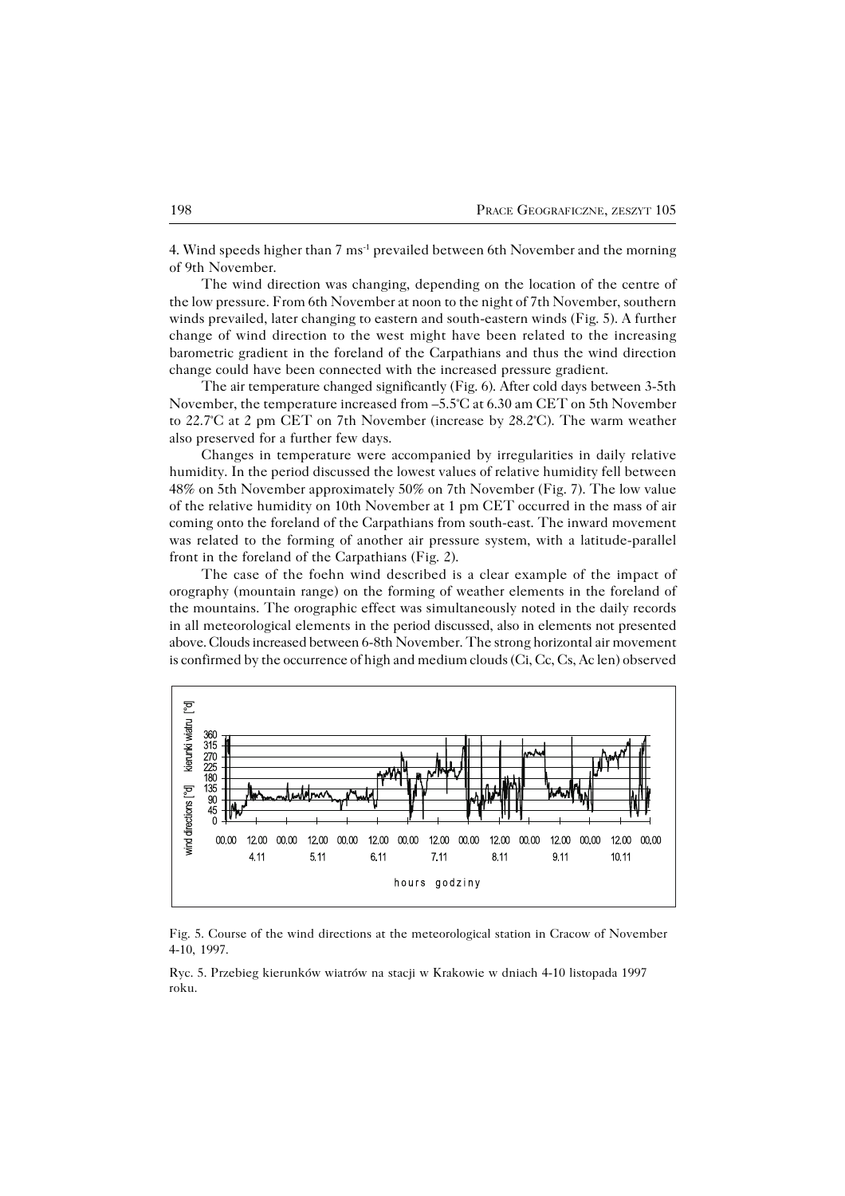4. Wind speeds higher than 7 $ms^{-1}$ prevailed between 6th November and the morning of 9th November.

The wind direction was changing, depending on the location of the centre of the low pressure. From 6th November at noon to the night of 7th November, southern winds prevailed, later changing to eastern and south-eastern winds (Fig. 5). A further change of wind direction to the west might have been related to the increasing barometric gradient in the foreland of the Carpathians and thus the wind direction change could have been connected with the increased pressure gradient.

The air temperature changed significantly (Fig. 6). After cold days between 3-5th November, the temperature increased from –5.5°C at 6.30 am CET on 5th November to 22.7°C at 2 pm CET on 7th November (increase by 28.2°C). The warm weather also preserved for a further few days.

Changes in temperature were accompanied by irregularities in daily relative humidity. In the period discussed the lowest values of relative humidity fell between 48% on 5th November approximately 50% on 7th November (Fig. 7). The low value of the relative humidity on 10th November at 1 pm CET occurred in the mass of air coming onto the foreland of the Carpathians from south-east. The inward movement was related to the forming of another air pressure system, with a latitude-parallel front in the foreland of the Carpathians (Fig. 2).

The case of the foehn wind described is a clear example of the impact of orography (mountain range) on the forming of weather elements in the foreland of the mountains. The orographic effect was simultaneously noted in the daily records in all meteorological elements in the period discussed, also in elements not presented above. Clouds increased between 6-8th November. The strong horizontal air movement is confirmed by the occurrence of high and medium clouds (Ci, Cc, Cs, Ac len) observed

Fig. 5. Course of the wind directions at the meteorological station in Cracow of November 4-10, 1997.

Ryc. 5. Przebieg kierunków wiatrów na stacji w Krakowie w dniach 4-10 listopada 1997 roku.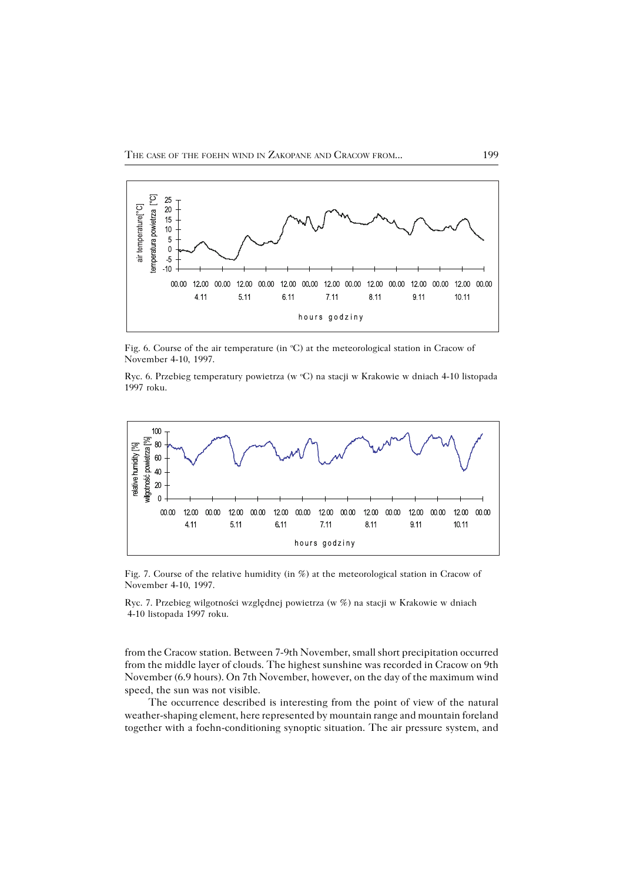Fig. 6. Course of the air temperature (in °C) at the meteorological station in Cracow of November 4-10, 1997.

Ryc. 6. Przebieg temperatury powietrza (w °C) na stacji w Krakowie w dniach 4-10 listopada 1997 roku.

Fig. 7. Course of the relative humidity (in %) at the meteorological station in Cracow of November 4-10, 1997.

Ryc. 7. Przebieg wilgotności względnej powietrza (w %) na stacji w Krakowie w dniach 4-10 listopada 1997 roku.

from the Cracow station. Between 7-9th November, small short precipitation occurred from the middle layer of clouds. The highest sunshine was recorded in Cracow on 9th November (6.9 hours). On 7th November, however, on the day of the maximum wind speed, the sun was not visible.

The occurrence described is interesting from the point of view of the natural weather-shaping element, here represented by mountain range and mountain foreland together with a foehn-conditioning synoptic situation. The air pressure system, and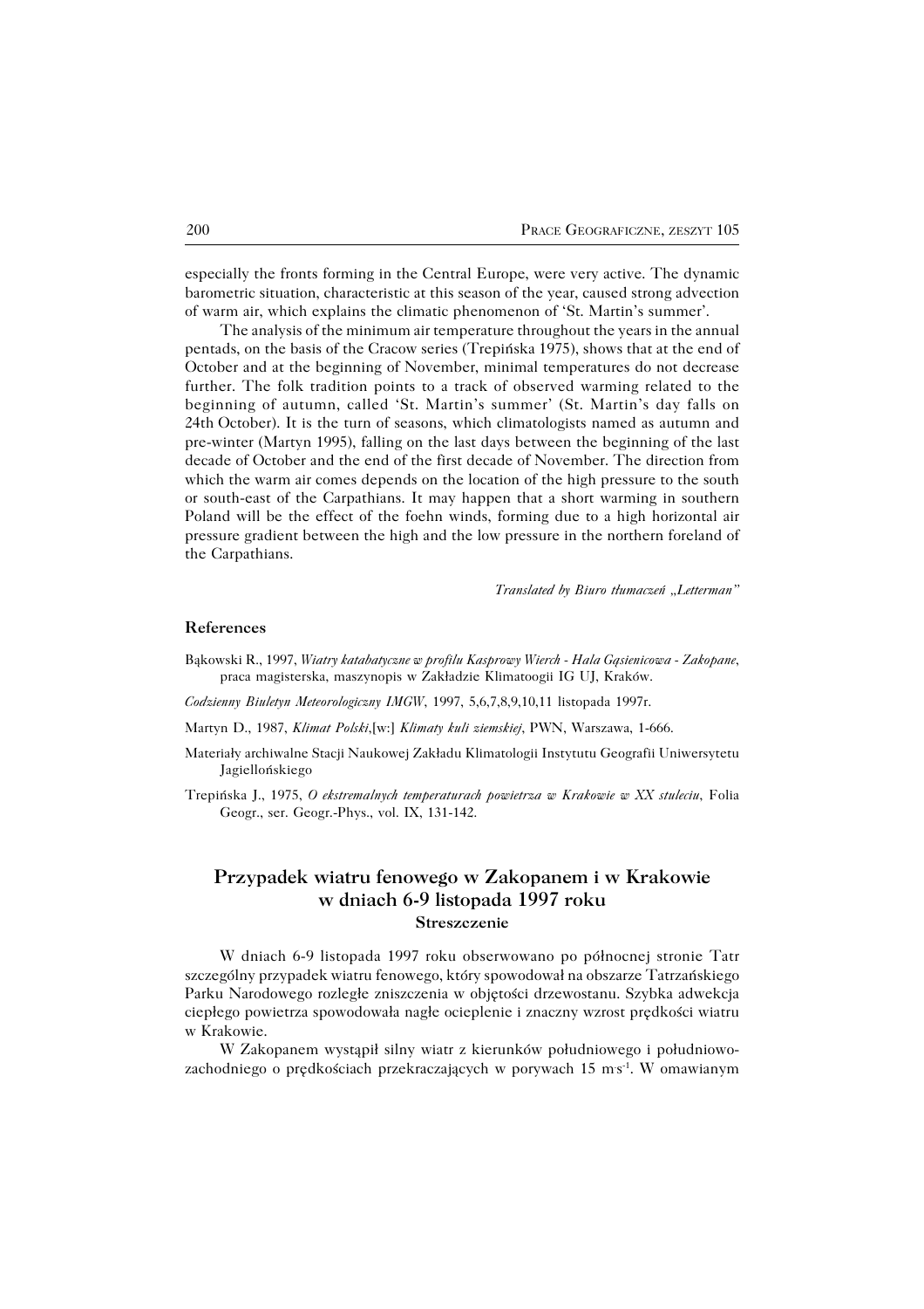especially the fronts forming in the Central Europe, were very active. The dynamic barometric situation, characteristic at this season of the year, caused strong advection of warm air, which explains the climatic phenomenon of 'St. Martin's summer'.

The analysis of the minimum air temperature throughout the years in the annual pentads, on the basis of the Cracow series (Trepińska 1975), shows that at the end of October and at the beginning of November, minimal temperatures do not decrease further. The folk tradition points to a track of observed warming related to the beginning of autumn, called 'St. Martin's summer' (St. Martin's day falls on 24th October). It is the turn of seasons, which climatologists named as autumn and pre-winter (Martyn 1995), falling on the last days between the beginning of the last decade of October and the end of the first decade of November. The direction from which the warm air comes depends on the location of the high pressure to the south or south-east of the Carpathians. It may happen that a short warming in southern Poland will be the effect of the foehn winds, forming due to a high horizontal air pressure gradient between the high and the low pressure in the northern foreland of the Carpathians.

*Translated by Biuro tłumaczeń „Letterman"*

### References

Bąkowski R., 1997, *Wiatry katabatyczne w profilu Kasprowy Wierch - Hala Gąsienicowa - Zakopane*, praca magisterska, maszynopis w Zakładzie Klimatoogii IG UJ, Kraków.

*Codzienny Biuletyn Meteorologiczny IMGW*, 1997, 5,6,7,8,9,10,11 listopada 1997r.

Martyn D., 1987, *Klimat Polski*,[w:] *Klimaty kuli ziemskiej*, PWN, Warszawa, 1-666.

Materiały archiwalne Stacji Naukowej Zakładu Klimatologii Instytutu Geografii Uniwersytetu Jagiellońskiego

Trepińska J., 1975, *O ekstremalnych temperaturach powietrza w Krakowie w XX stuleciu*, Folia Geogr., ser. Geogr.-Phys., vol. IX, 131-142.

## Przypadek wiatru fenowego w Zakopanem i w Krakowie w dniach 6-9 listopada 1997 roku

### Streszczenie

W dniach 6-9 listopada 1997 roku obserwowano po północnej stronie Tatr szczególny przypadek wiatru fenowego, który spowodował na obszarze Tatrzańskiego Parku Narodowego rozległe zniszczenia w objętości drzewostanu. Szybka adwekcja ciepłego powietrza spowodowała nagłe ocieplenie i znaczny wzrost prędkości wiatru w Krakowie.

W Zakopanem wystąpił silny wiatr z kierunków południowego i południowo-zachodniego o prędkościach przekraczających w porywach 15 $m{\cdot}s^{-1}$. W omawianym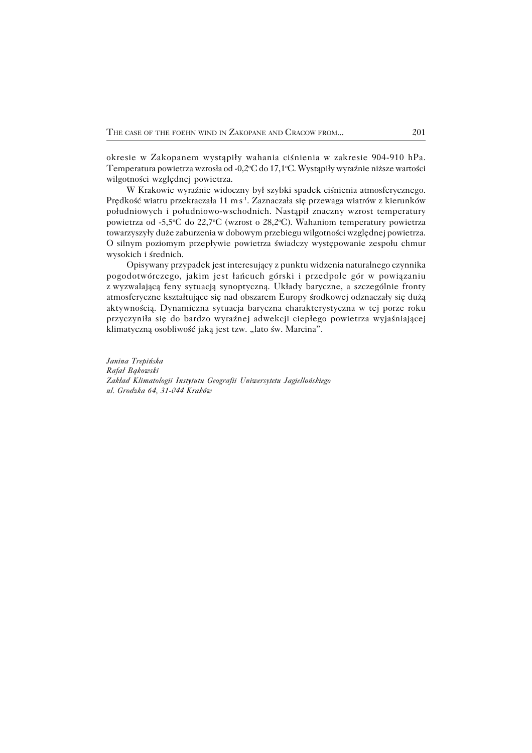okresie w Zakopanem wystąpiły wahania ciśnienia w zakresie 904-910 hPa. Temperatura powietrza wzrosła od -0,2°C do 17,1°C. Wystąpiły wyraźnie niższe wartości wilgotności względnej powietrza.

W Krakowie wyraźnie widoczny był szybki spadek ciśnienia atmosferycznego. Prędkość wiatru przekraczała 11 $m{\cdot}s^{-1}$. Zaznaczała się przewaga wiatrów z kierunków południowych i południowo-wschodnich. Nastąpił znaczny wzrost temperatury powietrza od -5,5°C do 22,7°C (wzrost o 28,2°C). Wahaniom temperatury powietrza towarzyszyły duże zaburzenia w dobowym przebiegu wilgotności względnej powietrza. O silnym poziomym przepływie powietrza świadczy występowanie zespołu chmur wysokich i średnich.

Opisywany przypadek jest interesujący z punktu widzenia naturalnego czynnika pogodotwórczego, jakim jest łańcuch górski i przedpole gór w powiązaniu z wyzwalającą feny sytuacją synoptyczną. Układy baryczne, a szczególnie fronty atmosferyczne kształtujące się nad obszarem Europy środkowej odznaczały się dużą aktywnością. Dynamiczna sytuacja baryczna charakterystyczna w tej porze roku przyczyniła się do bardzo wyraźnej adwekcji ciepłego powietrza wyjaśniającej klimatyczną osobliwość jaką jest tzw. „lato św. Marcina".

*Janina Trepińska*
*Rafał Bąkowski*
*Zakład Klimatologii Instytutu Geografii Uniwersytetu Jagiellońskiego*
*ul. Grodzka 64, 31-044 Kraków*